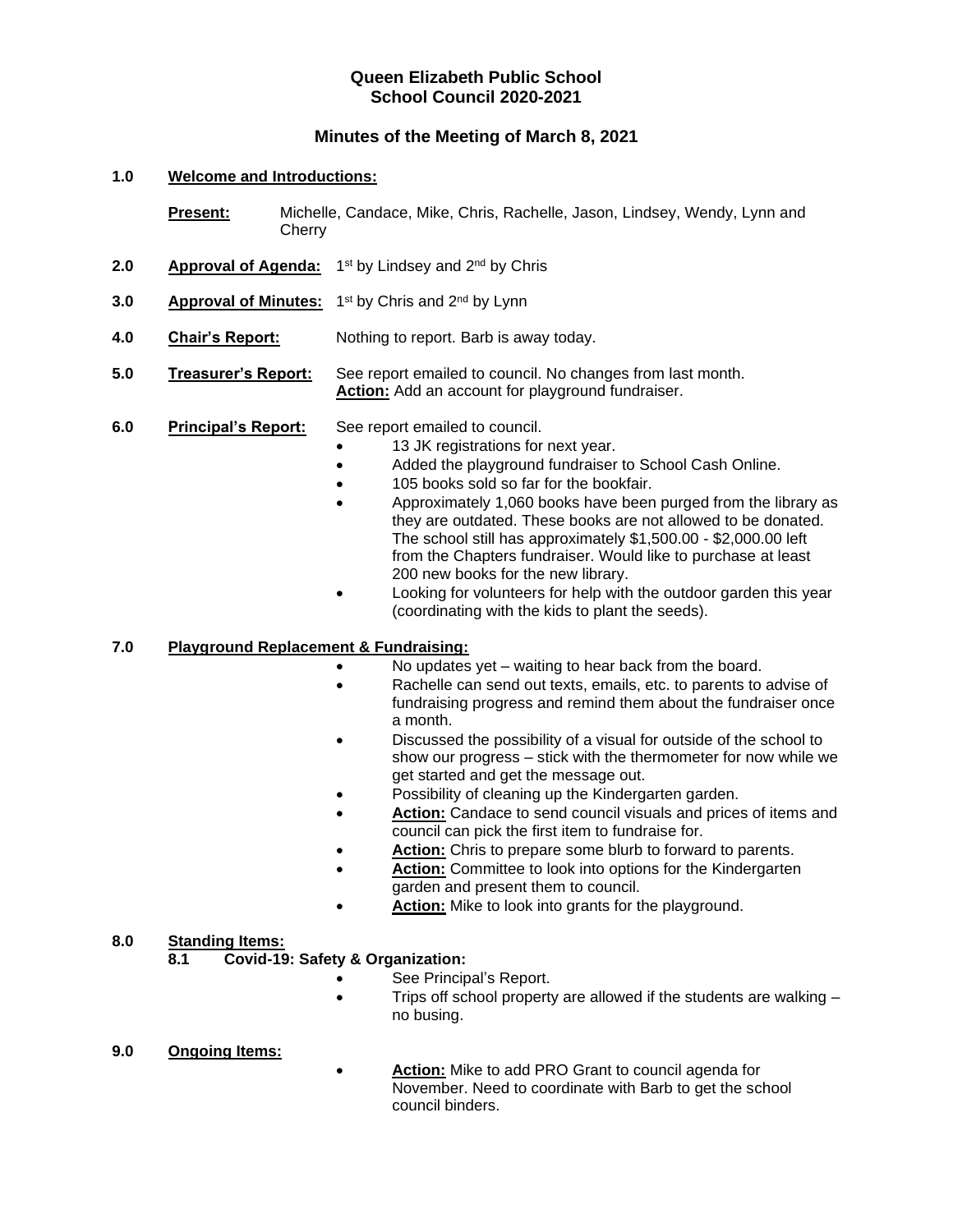# Queen Elizabeth Public School
# School Council 2020-2021

## Minutes of the Meeting of March 8, 2021

**1.0 Welcome and Introductions:**

**Present:** Michelle, Candace, Mike, Chris, Rachelle, Jason, Lindsey, Wendy, Lynn and Cherry

**2.0 Approval of Agenda:** 1st by Lindsey and 2nd by Chris

**3.0 Approval of Minutes:** 1st by Chris and 2nd by Lynn

**4.0 Chair's Report:** Nothing to report. Barb is away today.

**5.0 Treasurer's Report:** See report emailed to council. No changes from last month.
**Action:** Add an account for playground fundraiser.

**6.0 Principal's Report:** See report emailed to council.

- 13 JK registrations for next year.
- Added the playground fundraiser to School Cash Online.
- 105 books sold so far for the bookfair.
- Approximately 1,060 books have been purged from the library as they are outdated. These books are not allowed to be donated. The school still has approximately $1,500.00 - $2,000.00 left from the Chapters fundraiser. Would like to purchase at least 200 new books for the new library.
- Looking for volunteers for help with the outdoor garden this year (coordinating with the kids to plant the seeds).

**7.0 Playground Replacement & Fundraising:**

- No updates yet – waiting to hear back from the board.
- Rachelle can send out texts, emails, etc. to parents to advise of fundraising progress and remind them about the fundraiser once a month.
- Discussed the possibility of a visual for outside of the school to show our progress – stick with the thermometer for now while we get started and get the message out.
- Possibility of cleaning up the Kindergarten garden.
- **Action:** Candace to send council visuals and prices of items and council can pick the first item to fundraise for.
- **Action:** Chris to prepare some blurb to forward to parents.
- **Action:** Committee to look into options for the Kindergarten garden and present them to council.
- **Action:** Mike to look into grants for the playground.

**8.0 Standing Items:**

**8.1 Covid-19: Safety & Organization:**

- See Principal's Report.
- Trips off school property are allowed if the students are walking – no busing.

**9.0 Ongoing Items:**

- **Action:** Mike to add PRO Grant to council agenda for November. Need to coordinate with Barb to get the school council binders.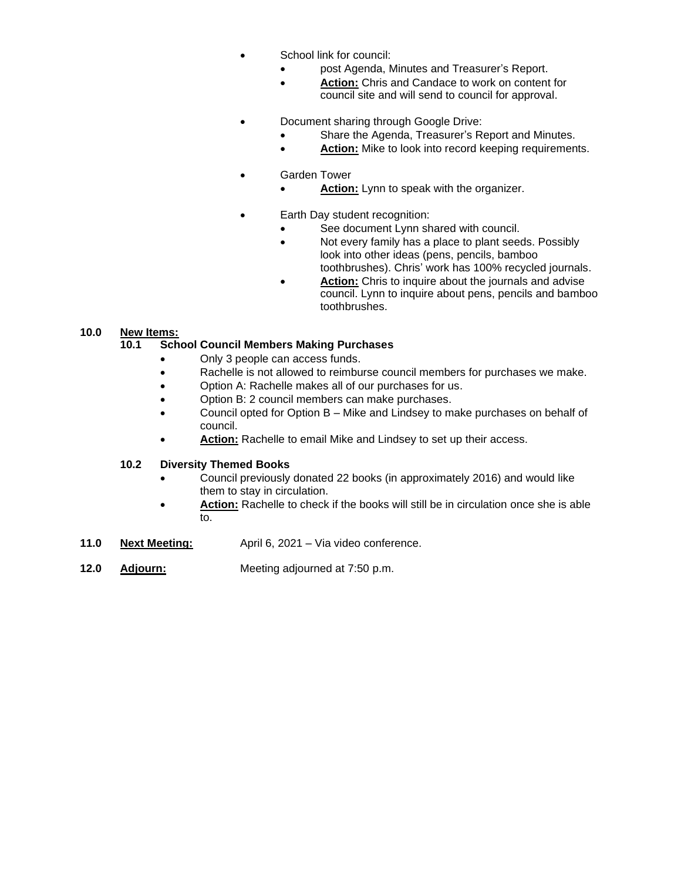- School link for council:
  - post Agenda, Minutes and Treasurer's Report.
  - **Action:** Chris and Candace to work on content for council site and will send to council for approval.

- Document sharing through Google Drive:
  - Share the Agenda, Treasurer's Report and Minutes.
  - **Action:** Mike to look into record keeping requirements.

- Garden Tower
  - **Action:** Lynn to speak with the organizer.

- Earth Day student recognition:
  - See document Lynn shared with council.
  - Not every family has a place to plant seeds. Possibly look into other ideas (pens, pencils, bamboo toothbrushes). Chris' work has 100% recycled journals.
  - **Action:** Chris to inquire about the journals and advise council. Lynn to inquire about pens, pencils and bamboo toothbrushes.

**10.0 New Items:**

**10.1 School Council Members Making Purchases**

- Only 3 people can access funds.
- Rachelle is not allowed to reimburse council members for purchases we make.
- Option A: Rachelle makes all of our purchases for us.
- Option B: 2 council members can make purchases.
- Council opted for Option B – Mike and Lindsey to make purchases on behalf of council.
- **Action:** Rachelle to email Mike and Lindsey to set up their access.

**10.2 Diversity Themed Books**

- Council previously donated 22 books (in approximately 2016) and would like them to stay in circulation.
- **Action:** Rachelle to check if the books will still be in circulation once she is able to.

**11.0 Next Meeting:** April 6, 2021 – Via video conference.

**12.0 Adjourn:** Meeting adjourned at 7:50 p.m.